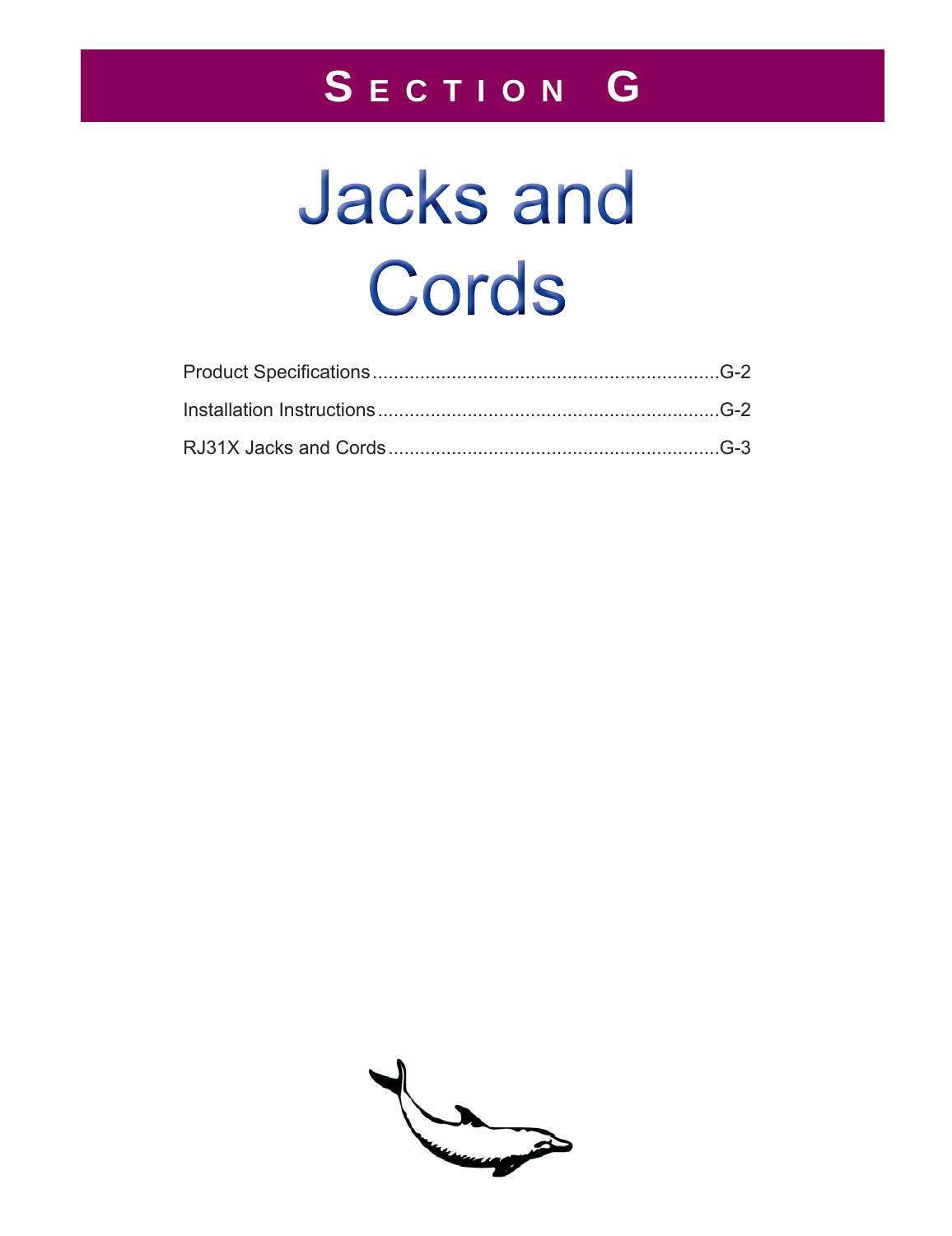# SECTION G

# Jacks and Cords

Product Specifications.................................................................G-2

Installation Instructions................................................................G-2

RJ31X Jacks and Cords..............................................................G-3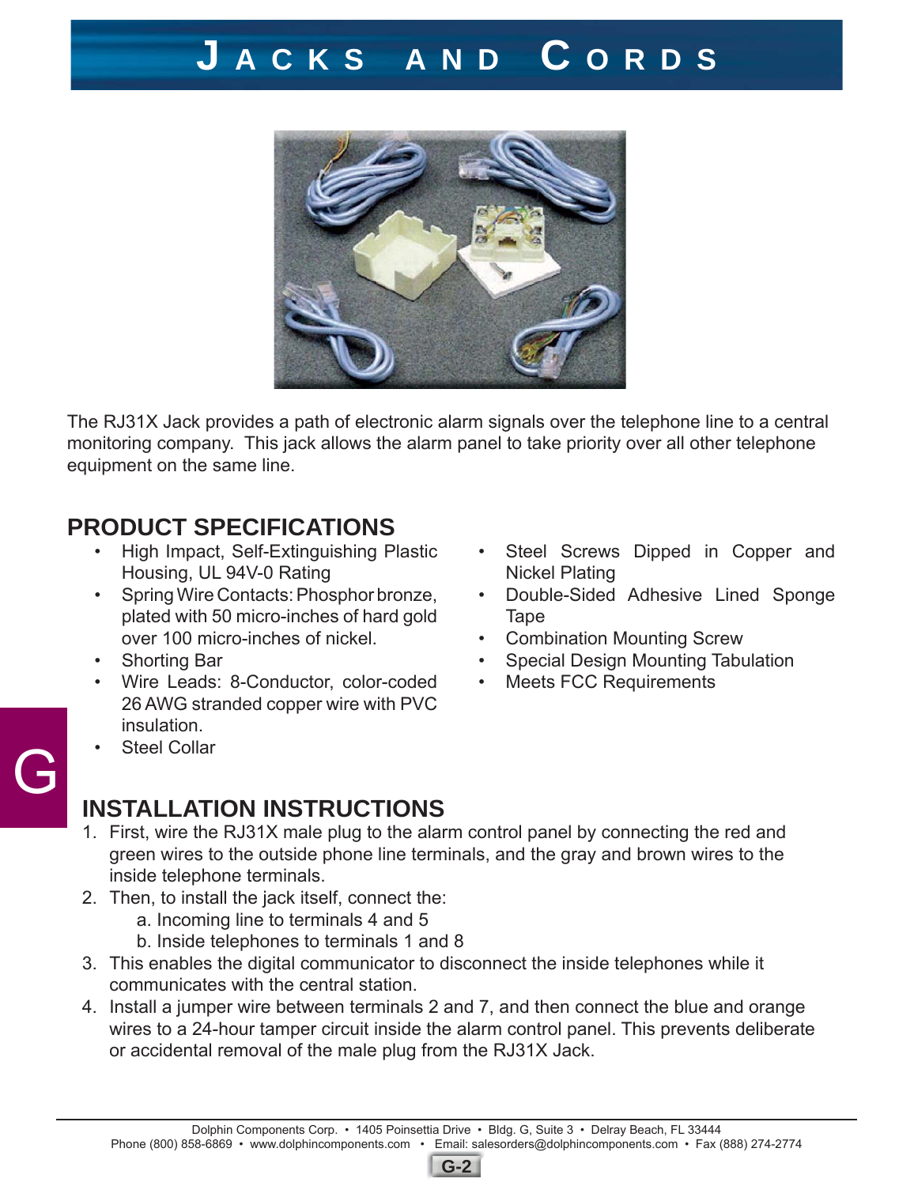# Jacks and Cords

The RJ31X Jack provides a path of electronic alarm signals over the telephone line to a central monitoring company. This jack allows the alarm panel to take priority over all other telephone equipment on the same line.

## PRODUCT SPECIFICATIONS

- High Impact, Self-Extinguishing Plastic Housing, UL 94V-0 Rating
- Spring Wire Contacts: Phosphor bronze, plated with 50 micro-inches of hard gold over 100 micro-inches of nickel.
- Shorting Bar
- Wire Leads: 8-Conductor, color-coded 26 AWG stranded copper wire with PVC insulation.
- Steel Collar
- Steel Screws Dipped in Copper and Nickel Plating
- Double-Sided Adhesive Lined Sponge Tape
- Combination Mounting Screw
- Special Design Mounting Tabulation
- Meets FCC Requirements

## INSTALLATION INSTRUCTIONS

1. First, wire the RJ31X male plug to the alarm control panel by connecting the red and green wires to the outside phone line terminals, and the gray and brown wires to the inside telephone terminals.
2. Then, to install the jack itself, connect the:
   a. Incoming line to terminals 4 and 5
   b. Inside telephones to terminals 1 and 8
3. This enables the digital communicator to disconnect the inside telephones while it communicates with the central station.
4. Install a jumper wire between terminals 2 and 7, and then connect the blue and orange wires to a 24-hour tamper circuit inside the alarm control panel. This prevents deliberate or accidental removal of the male plug from the RJ31X Jack.

Dolphin Components Corp. • 1405 Poinsettia Drive • Bldg. G, Suite 3 • Delray Beach, FL 33444
Phone (800) 858-6869 • www.dolphincomponents.com • Email: salesorders@dolphincomponents.com • Fax (888) 274-2774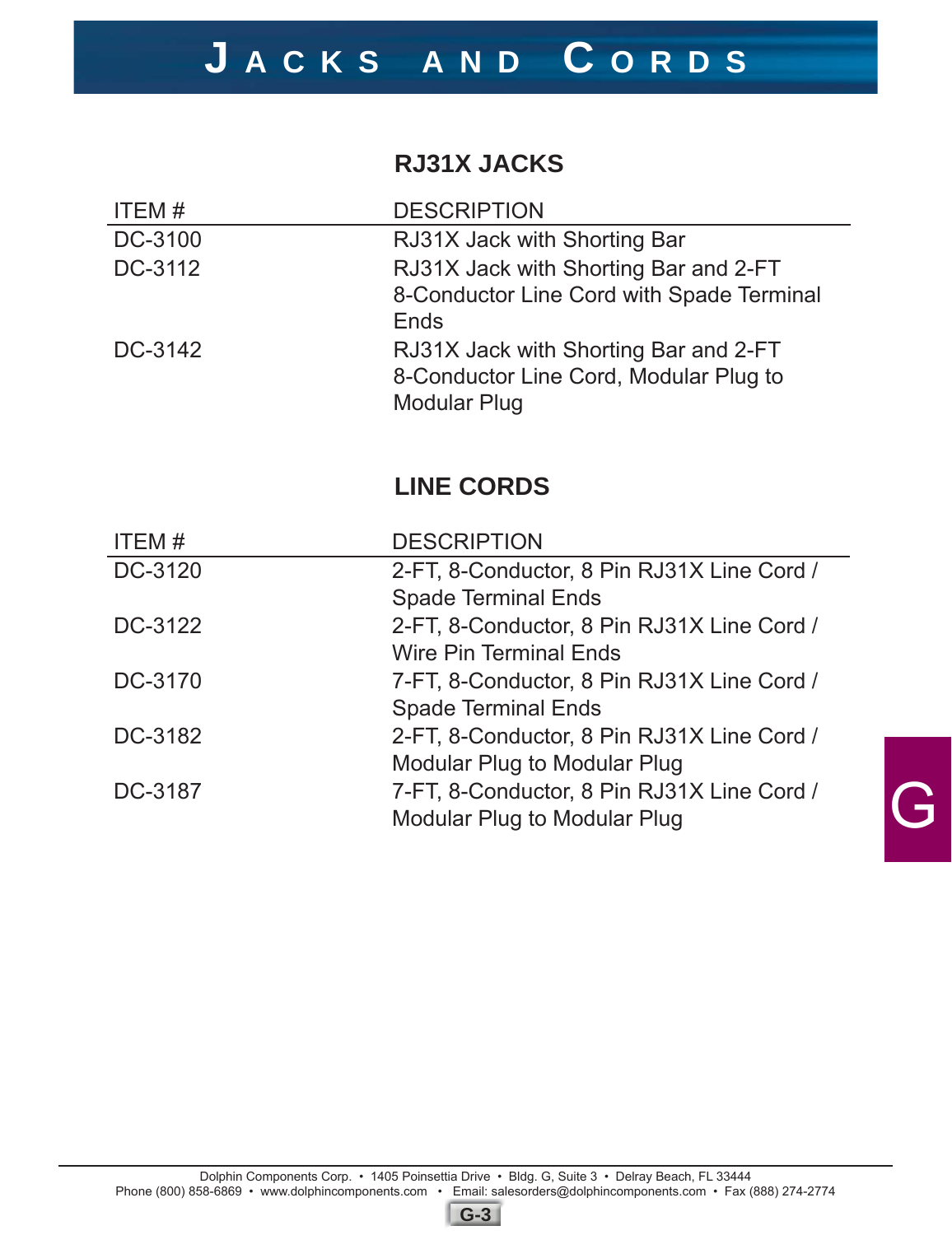# JACKS AND CORDS

## RJ31X JACKS

| ITEM # | DESCRIPTION |
|---|---|
| DC-3100 | RJ31X Jack with Shorting Bar |
| DC-3112 | RJ31X Jack with Shorting Bar and 2-FT 8-Conductor Line Cord with Spade Terminal Ends |
| DC-3142 | RJ31X Jack with Shorting Bar and 2-FT 8-Conductor Line Cord, Modular Plug to Modular Plug |

## LINE CORDS

| ITEM # | DESCRIPTION |
|---|---|
| DC-3120 | 2-FT, 8-Conductor, 8 Pin RJ31X Line Cord / Spade Terminal Ends |
| DC-3122 | 2-FT, 8-Conductor, 8 Pin RJ31X Line Cord / Wire Pin Terminal Ends |
| DC-3170 | 7-FT, 8-Conductor, 8 Pin RJ31X Line Cord / Spade Terminal Ends |
| DC-3182 | 2-FT, 8-Conductor, 8 Pin RJ31X Line Cord / Modular Plug to Modular Plug |
| DC-3187 | 7-FT, 8-Conductor, 8 Pin RJ31X Line Cord / Modular Plug to Modular Plug |

G

Dolphin Components Corp. • 1405 Poinsettia Drive • Bldg. G, Suite 3 • Delray Beach, FL 33444
Phone (800) 858-6869 • www.dolphincomponents.com • Email: salesorders@dolphincomponents.com • Fax (888) 274-2774